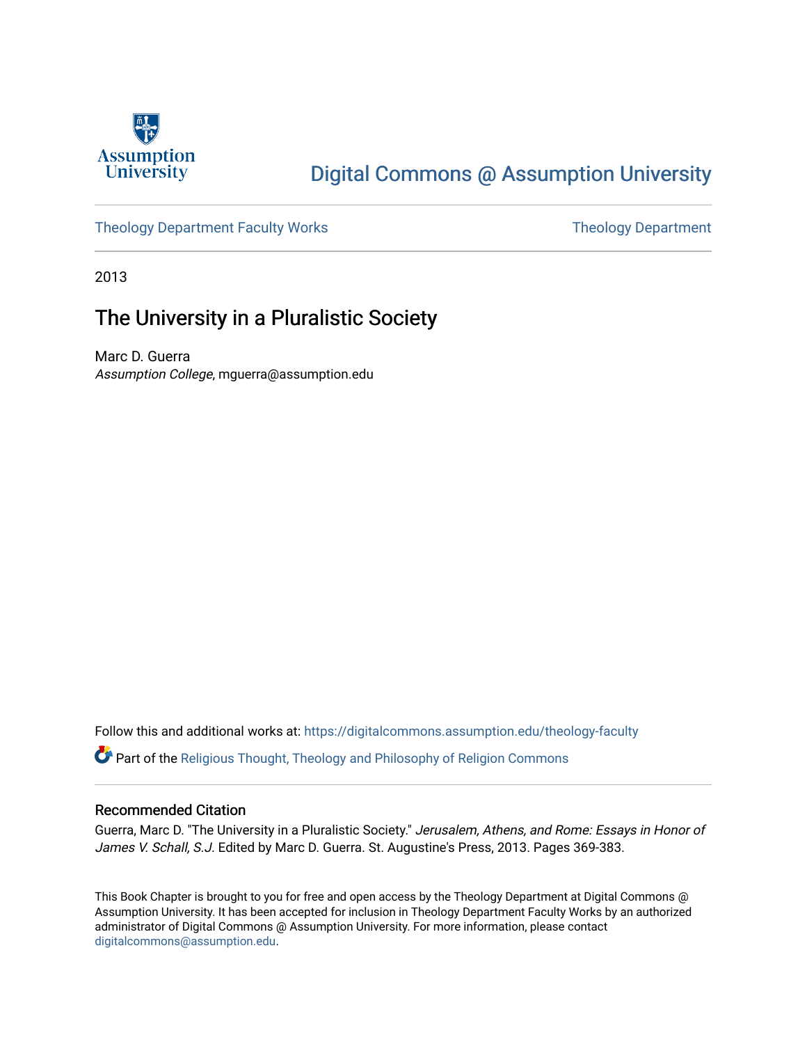Assumption University

# Digital Commons @ Assumption University

Theology Department Faculty Works

Theology Department

2013

## The University in a Pluralistic Society

Marc D. Guerra
*Assumption College*, mguerra@assumption.edu

Follow this and additional works at: https://digitalcommons.assumption.edu/theology-faculty

Part of the Religious Thought, Theology and Philosophy of Religion Commons

### Recommended Citation

Guerra, Marc D. "The University in a Pluralistic Society." *Jerusalem, Athens, and Rome: Essays in Honor of James V. Schall, S.J.* Edited by Marc D. Guerra. St. Augustine's Press, 2013. Pages 369-383.

This Book Chapter is brought to you for free and open access by the Theology Department at Digital Commons @ Assumption University. It has been accepted for inclusion in Theology Department Faculty Works by an authorized administrator of Digital Commons @ Assumption University. For more information, please contact digitalcommons@assumption.edu.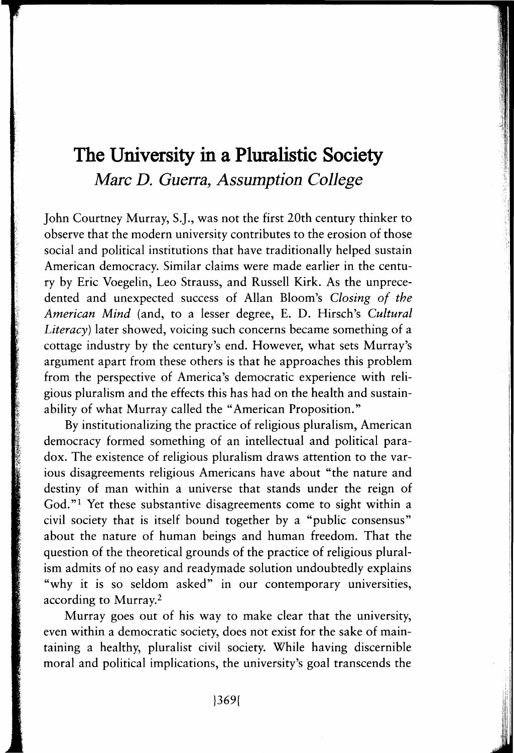# The University in a Pluralistic Society

*Marc D. Guerra, Assumption College*

John Courtney Murray, S.J., was not the first 20th century thinker to observe that the modern university contributes to the erosion of those social and political institutions that have traditionally helped sustain American democracy. Similar claims were made earlier in the century by Eric Voegelin, Leo Strauss, and Russell Kirk. As the unprecedented and unexpected success of Allan Bloom's *Closing of the American Mind* (and, to a lesser degree, E. D. Hirsch's *Cultural Literacy*) later showed, voicing such concerns became something of a cottage industry by the century's end. However, what sets Murray's argument apart from these others is that he approaches this problem from the perspective of America's democratic experience with religious pluralism and the effects this has had on the health and sustainability of what Murray called the "American Proposition."

By institutionalizing the practice of religious pluralism, American democracy formed something of an intellectual and political paradox. The existence of religious pluralism draws attention to the various disagreements religious Americans have about "the nature and destiny of man within a universe that stands under the reign of God."[1] Yet these substantive disagreements come to sight within a civil society that is itself bound together by a "public consensus" about the nature of human beings and human freedom. That the question of the theoretical grounds of the practice of religious pluralism admits of no easy and readymade solution undoubtedly explains "why it is so seldom asked" in our contemporary universities, according to Murray.[2]

Murray goes out of his way to make clear that the university, even within a democratic society, does not exist for the sake of maintaining a healthy, pluralist civil society. While having discernible moral and political implications, the university's goal transcends the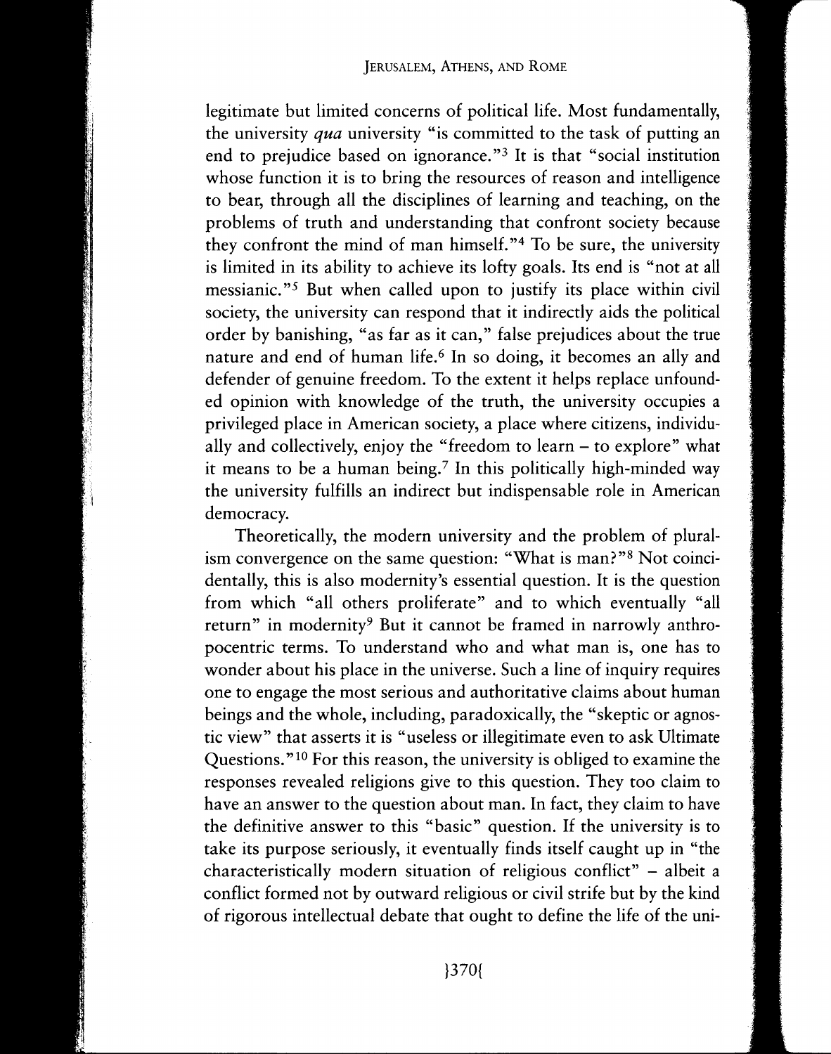legitimate but limited concerns of political life. Most fundamentally, the university *qua* university "is committed to the task of putting an end to prejudice based on ignorance."[3] It is that "social institution whose function it is to bring the resources of reason and intelligence to bear, through all the disciplines of learning and teaching, on the problems of truth and understanding that confront society because they confront the mind of man himself."[4] To be sure, the university is limited in its ability to achieve its lofty goals. Its end is "not at all messianic."[5] But when called upon to justify its place within civil society, the university can respond that it indirectly aids the political order by banishing, "as far as it can," false prejudices about the true nature and end of human life.[6] In so doing, it becomes an ally and defender of genuine freedom. To the extent it helps replace unfounded opinion with knowledge of the truth, the university occupies a privileged place in American society, a place where citizens, individually and collectively, enjoy the "freedom to learn – to explore" what it means to be a human being.[7] In this politically high-minded way the university fulfills an indirect but indispensable role in American democracy.

Theoretically, the modern university and the problem of pluralism convergence on the same question: "What is man?"[8] Not coincidentally, this is also modernity's essential question. It is the question from which "all others proliferate" and to which eventually "all return" in modernity[9] But it cannot be framed in narrowly anthropocentric terms. To understand who and what man is, one has to wonder about his place in the universe. Such a line of inquiry requires one to engage the most serious and authoritative claims about human beings and the whole, including, paradoxically, the "skeptic or agnostic view" that asserts it is "useless or illegitimate even to ask Ultimate Questions."[10] For this reason, the university is obliged to examine the responses revealed religions give to this question. They too claim to have an answer to the question about man. In fact, they claim to have the definitive answer to this "basic" question. If the university is to take its purpose seriously, it eventually finds itself caught up in "the characteristically modern situation of religious conflict" – albeit a conflict formed not by outward religious or civil strife but by the kind of rigorous intellectual debate that ought to define the life of the uni-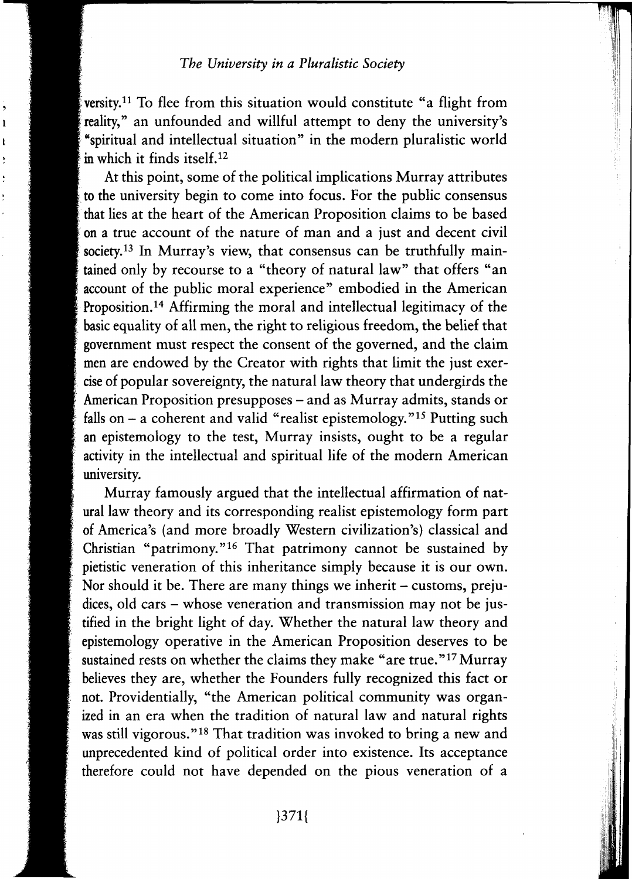versity.[11] To flee from this situation would constitute "a flight from reality," an unfounded and willful attempt to deny the university's "spiritual and intellectual situation" in the modern pluralistic world in which it finds itself.[12]

At this point, some of the political implications Murray attributes to the university begin to come into focus. For the public consensus that lies at the heart of the American Proposition claims to be based on a true account of the nature of man and a just and decent civil society.[13] In Murray's view, that consensus can be truthfully maintained only by recourse to a "theory of natural law" that offers "an account of the public moral experience" embodied in the American Proposition.[14] Affirming the moral and intellectual legitimacy of the basic equality of all men, the right to religious freedom, the belief that government must respect the consent of the governed, and the claim men are endowed by the Creator with rights that limit the just exercise of popular sovereignty, the natural law theory that undergirds the American Proposition presupposes – and as Murray admits, stands or falls on – a coherent and valid "realist epistemology."[15] Putting such an epistemology to the test, Murray insists, ought to be a regular activity in the intellectual and spiritual life of the modern American university.

Murray famously argued that the intellectual affirmation of natural law theory and its corresponding realist epistemology form part of America's (and more broadly Western civilization's) classical and Christian "patrimony."[16] That patrimony cannot be sustained by pietistic veneration of this inheritance simply because it is our own. Nor should it be. There are many things we inherit – customs, prejudices, old cars – whose veneration and transmission may not be justified in the bright light of day. Whether the natural law theory and epistemology operative in the American Proposition deserves to be sustained rests on whether the claims they make "are true."[17] Murray believes they are, whether the Founders fully recognized this fact or not. Providentially, "the American political community was organized in an era when the tradition of natural law and natural rights was still vigorous."[18] That tradition was invoked to bring a new and unprecedented kind of political order into existence. Its acceptance therefore could not have depended on the pious veneration of a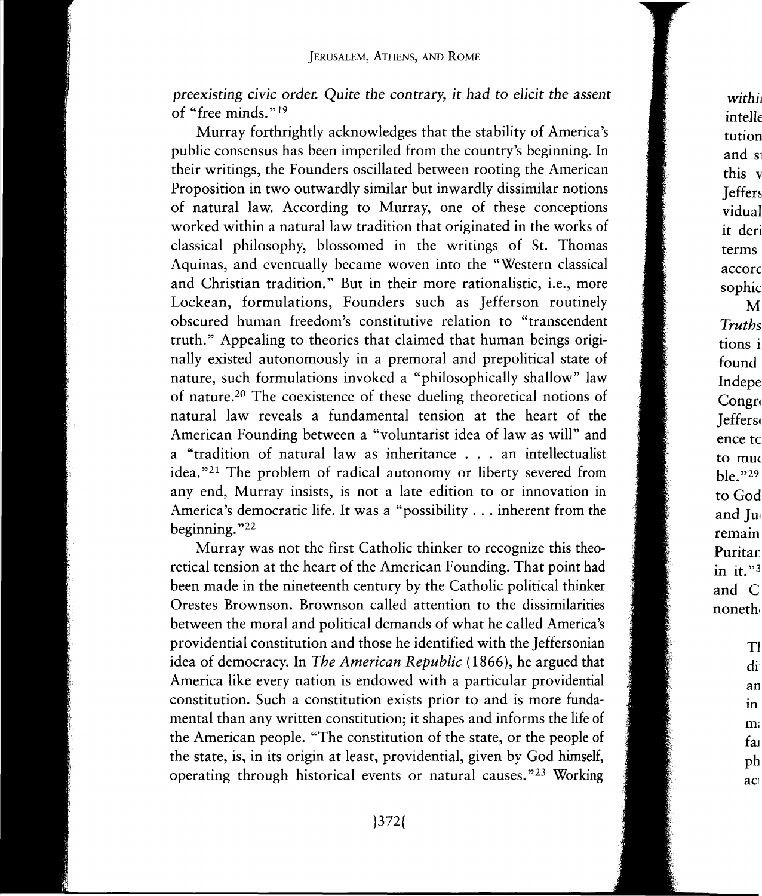*preexisting civic order. Quite the contrary, it had to elicit the assent of "free minds."*[19]

Murray forthrightly acknowledges that the stability of America's public consensus has been imperiled from the country's beginning. In their writings, the Founders oscillated between rooting the American Proposition in two outwardly similar but inwardly dissimilar notions of natural law. According to Murray, one of these conceptions worked within a natural law tradition that originated in the works of classical philosophy, blossomed in the writings of St. Thomas Aquinas, and eventually became woven into the "Western classical and Christian tradition." But in their more rationalistic, i.e., more Lockean, formulations, Founders such as Jefferson routinely obscured human freedom's constitutive relation to "transcendent truth." Appealing to theories that claimed that human beings originally existed autonomously in a premoral and prepolitical state of nature, such formulations invoked a "philosophically shallow" law of nature.[20] The coexistence of these dueling theoretical notions of natural law reveals a fundamental tension at the heart of the American Founding between a "voluntarist idea of law as will" and a "tradition of natural law as inheritance . . . an intellectualist idea."[21] The problem of radical autonomy or liberty severed from any end, Murray insists, is not a late edition to or innovation in America's democratic life. It was a "possibility . . . inherent from the beginning."[22]

Murray was not the first Catholic thinker to recognize this theoretical tension at the heart of the American Founding. That point had been made in the nineteenth century by the Catholic political thinker Orestes Brownson. Brownson called attention to the dissimilarities between the moral and political demands of what he called America's providential constitution and those he identified with the Jeffersonian idea of democracy. In *The American Republic* (1866), he argued that America like every nation is endowed with a particular providential constitution. Such a constitution exists prior to and is more fundamental than any written constitution; it shapes and informs the life of the American people. "The constitution of the state, or the people of the state, is, in its origin at least, providential, given by God himself, operating through historical events or natural causes."[23] Working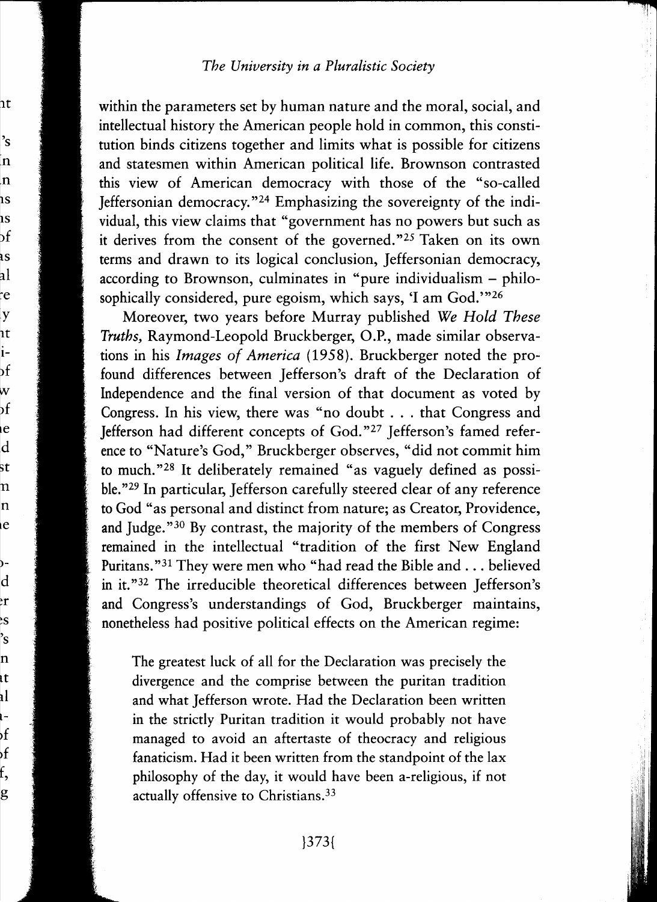within the parameters set by human nature and the moral, social, and intellectual history the American people hold in common, this constitution binds citizens together and limits what is possible for citizens and statesmen within American political life. Brownson contrasted this view of American democracy with those of the "so-called Jeffersonian democracy."[24] Emphasizing the sovereignty of the individual, this view claims that "government has no powers but such as it derives from the consent of the governed."[25] Taken on its own terms and drawn to its logical conclusion, Jeffersonian democracy, according to Brownson, culminates in "pure individualism – philosophically considered, pure egoism, which says, 'I am God.'"[26]

Moreover, two years before Murray published *We Hold These Truths,* Raymond-Leopold Bruckberger, O.P., made similar observations in his *Images of America* (1958). Bruckberger noted the profound differences between Jefferson's draft of the Declaration of Independence and the final version of that document as voted by Congress. In his view, there was "no doubt . . . that Congress and Jefferson had different concepts of God."[27] Jefferson's famed reference to "Nature's God," Bruckberger observes, "did not commit him to much."[28] It deliberately remained "as vaguely defined as possible."[29] In particular, Jefferson carefully steered clear of any reference to God "as personal and distinct from nature; as Creator, Providence, and Judge."[30] By contrast, the majority of the members of Congress remained in the intellectual "tradition of the first New England Puritans."[31] They were men who "had read the Bible and . . . believed in it."[32] The irreducible theoretical differences between Jefferson's and Congress's understandings of God, Bruckberger maintains, nonetheless had positive political effects on the American regime:

> The greatest luck of all for the Declaration was precisely the divergence and the comprise between the puritan tradition and what Jefferson wrote. Had the Declaration been written in the strictly Puritan tradition it would probably not have managed to avoid an aftertaste of theocracy and religious fanaticism. Had it been written from the standpoint of the lax philosophy of the day, it would have been a-religious, if not actually offensive to Christians.[33]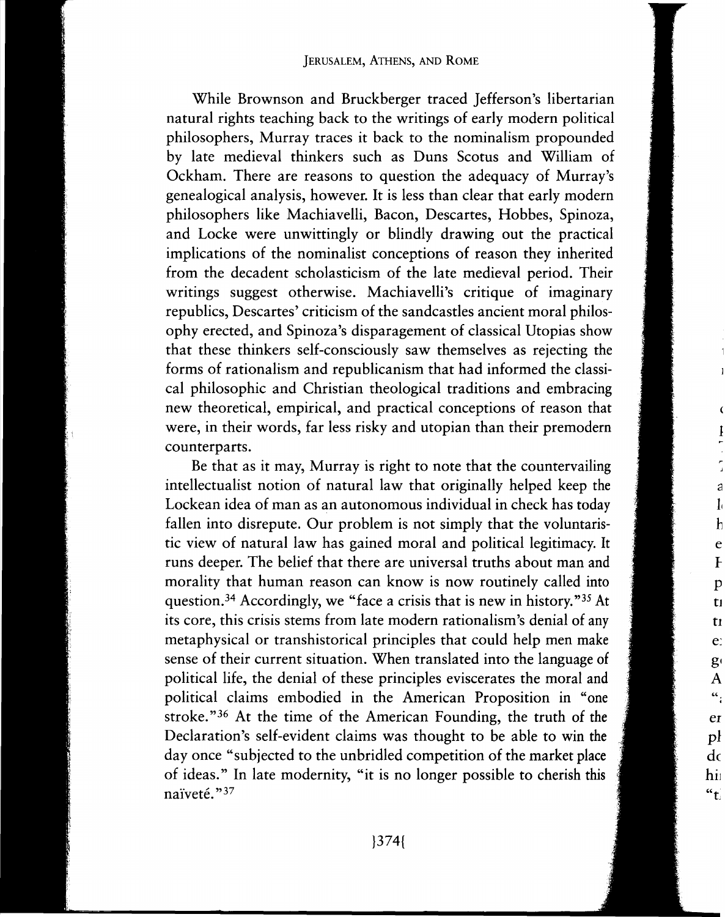While Brownson and Bruckberger traced Jefferson's libertarian natural rights teaching back to the writings of early modern political philosophers, Murray traces it back to the nominalism propounded by late medieval thinkers such as Duns Scotus and William of Ockham. There are reasons to question the adequacy of Murray's genealogical analysis, however. It is less than clear that early modern philosophers like Machiavelli, Bacon, Descartes, Hobbes, Spinoza, and Locke were unwittingly or blindly drawing out the practical implications of the nominalist conceptions of reason they inherited from the decadent scholasticism of the late medieval period. Their writings suggest otherwise. Machiavelli's critique of imaginary republics, Descartes' criticism of the sandcastles ancient moral philosophy erected, and Spinoza's disparagement of classical Utopias show that these thinkers self-consciously saw themselves as rejecting the forms of rationalism and republicanism that had informed the classical philosophic and Christian theological traditions and embracing new theoretical, empirical, and practical conceptions of reason that were, in their words, far less risky and utopian than their premodern counterparts.

Be that as it may, Murray is right to note that the countervailing intellectualist notion of natural law that originally helped keep the Lockean idea of man as an autonomous individual in check has today fallen into disrepute. Our problem is not simply that the voluntaristic view of natural law has gained moral and political legitimacy. It runs deeper. The belief that there are universal truths about man and morality that human reason can know is now routinely called into question.[34] Accordingly, we "face a crisis that is new in history."[35] At its core, this crisis stems from late modern rationalism's denial of any metaphysical or transhistorical principles that could help men make sense of their current situation. When translated into the language of political life, the denial of these principles eviscerates the moral and political claims embodied in the American Proposition in "one stroke."[36] At the time of the American Founding, the truth of the Declaration's self-evident claims was thought to be able to win the day once "subjected to the unbridled competition of the market place of ideas." In late modernity, "it is no longer possible to cherish this naïveté."[37]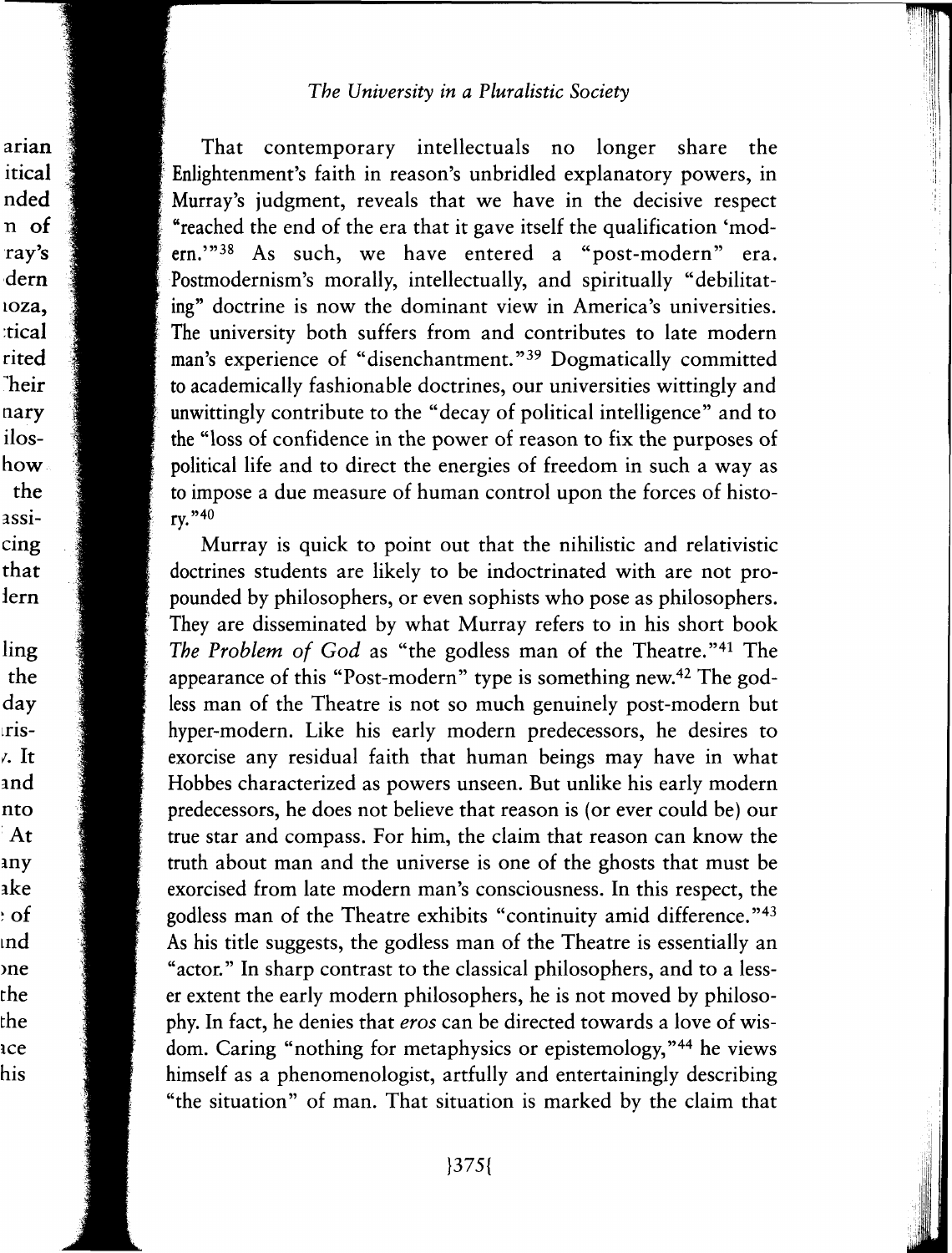That contemporary intellectuals no longer share the Enlightenment's faith in reason's unbridled explanatory powers, in Murray's judgment, reveals that we have in the decisive respect "reached the end of the era that it gave itself the qualification 'modern.'"[38] As such, we have entered a "post-modern" era. Postmodernism's morally, intellectually, and spiritually "debilitating" doctrine is now the dominant view in America's universities. The university both suffers from and contributes to late modern man's experience of "disenchantment."[39] Dogmatically committed to academically fashionable doctrines, our universities wittingly and unwittingly contribute to the "decay of political intelligence" and to the "loss of confidence in the power of reason to fix the purposes of political life and to direct the energies of freedom in such a way as to impose a due measure of human control upon the forces of history."[40]

Murray is quick to point out that the nihilistic and relativistic doctrines students are likely to be indoctrinated with are not propounded by philosophers, or even sophists who pose as philosophers. They are disseminated by what Murray refers to in his short book *The Problem of God* as "the godless man of the Theatre."[41] The appearance of this "Post-modern" type is something new.[42] The godless man of the Theatre is not so much genuinely post-modern but hyper-modern. Like his early modern predecessors, he desires to exorcise any residual faith that human beings may have in what Hobbes characterized as powers unseen. But unlike his early modern predecessors, he does not believe that reason is (or ever could be) our true star and compass. For him, the claim that reason can know the truth about man and the universe is one of the ghosts that must be exorcised from late modern man's consciousness. In this respect, the godless man of the Theatre exhibits "continuity amid difference."[43] As his title suggests, the godless man of the Theatre is essentially an "actor." In sharp contrast to the classical philosophers, and to a lesser extent the early modern philosophers, he is not moved by philosophy. In fact, he denies that *eros* can be directed towards a love of wisdom. Caring "nothing for metaphysics or epistemology,"[44] he views himself as a phenomenologist, artfully and entertainingly describing "the situation" of man. That situation is marked by the claim that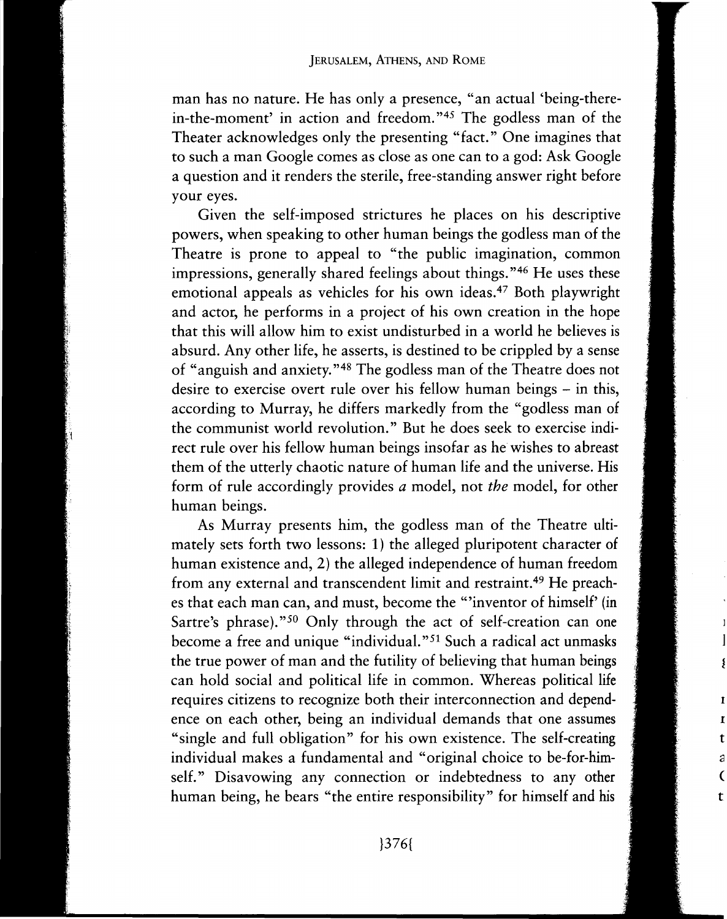man has no nature. He has only a presence, "an actual 'being-there-in-the-moment' in action and freedom."[45] The godless man of the Theater acknowledges only the presenting "fact." One imagines that to such a man Google comes as close as one can to a god: Ask Google a question and it renders the sterile, free-standing answer right before your eyes.

Given the self-imposed strictures he places on his descriptive powers, when speaking to other human beings the godless man of the Theatre is prone to appeal to "the public imagination, common impressions, generally shared feelings about things."[46] He uses these emotional appeals as vehicles for his own ideas.[47] Both playwright and actor, he performs in a project of his own creation in the hope that this will allow him to exist undisturbed in a world he believes is absurd. Any other life, he asserts, is destined to be crippled by a sense of "anguish and anxiety."[48] The godless man of the Theatre does not desire to exercise overt rule over his fellow human beings – in this, according to Murray, he differs markedly from the "godless man of the communist world revolution." But he does seek to exercise indirect rule over his fellow human beings insofar as he wishes to abreast them of the utterly chaotic nature of human life and the universe. His form of rule accordingly provides *a* model, not *the* model, for other human beings.

As Murray presents him, the godless man of the Theatre ultimately sets forth two lessons: 1) the alleged pluripotent character of human existence and, 2) the alleged independence of human freedom from any external and transcendent limit and restraint.[49] He preaches that each man can, and must, become the "'inventor of himself' (in Sartre's phrase)."[50] Only through the act of self-creation can one become a free and unique "individual."[51] Such a radical act unmasks the true power of man and the futility of believing that human beings can hold social and political life in common. Whereas political life requires citizens to recognize both their interconnection and dependence on each other, being an individual demands that one assumes "single and full obligation" for his own existence. The self-creating individual makes a fundamental and "original choice to be-for-himself." Disavowing any connection or indebtedness to any other human being, he bears "the entire responsibility" for himself and his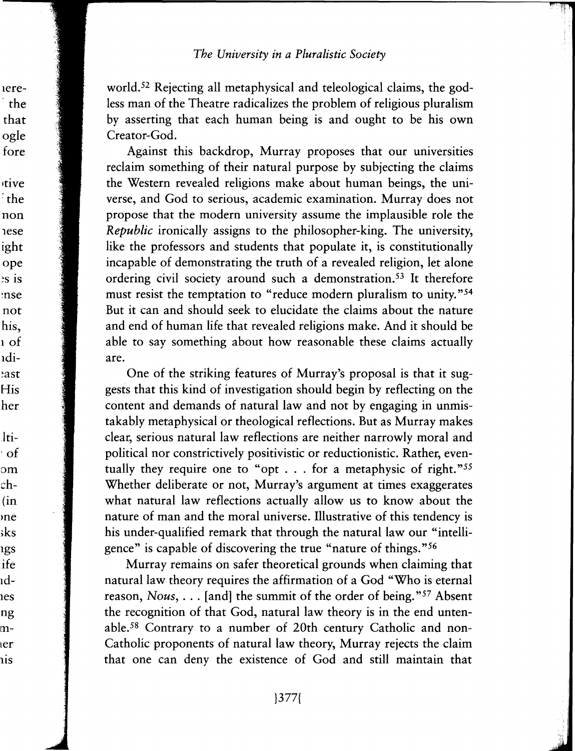world.[52] Rejecting all metaphysical and teleological claims, the godless man of the Theatre radicalizes the problem of religious pluralism by asserting that each human being is and ought to be his own Creator-God.

Against this backdrop, Murray proposes that our universities reclaim something of their natural purpose by subjecting the claims the Western revealed religions make about human beings, the universe, and God to serious, academic examination. Murray does not propose that the modern university assume the implausible role the *Republic* ironically assigns to the philosopher-king. The university, like the professors and students that populate it, is constitutionally incapable of demonstrating the truth of a revealed religion, let alone ordering civil society around such a demonstration.[53] It therefore must resist the temptation to "reduce modern pluralism to unity."[54] But it can and should seek to elucidate the claims about the nature and end of human life that revealed religions make. And it should be able to say something about how reasonable these claims actually are.

One of the striking features of Murray's proposal is that it suggests that this kind of investigation should begin by reflecting on the content and demands of natural law and not by engaging in unmistakably metaphysical or theological reflections. But as Murray makes clear, serious natural law reflections are neither narrowly moral and political nor constrictively positivistic or reductionistic. Rather, eventually they require one to "opt . . . for a metaphysic of right."[55] Whether deliberate or not, Murray's argument at times exaggerates what natural law reflections actually allow us to know about the nature of man and the moral universe. Illustrative of this tendency is his under-qualified remark that through the natural law our "intelligence" is capable of discovering the true "nature of things."[56]

Murray remains on safer theoretical grounds when claiming that natural law theory requires the affirmation of a God "Who is eternal reason, *Nous*, . . . [and] the summit of the order of being."[57] Absent the recognition of that God, natural law theory is in the end untenable.[58] Contrary to a number of 20th century Catholic and non-Catholic proponents of natural law theory, Murray rejects the claim that one can deny the existence of God and still maintain that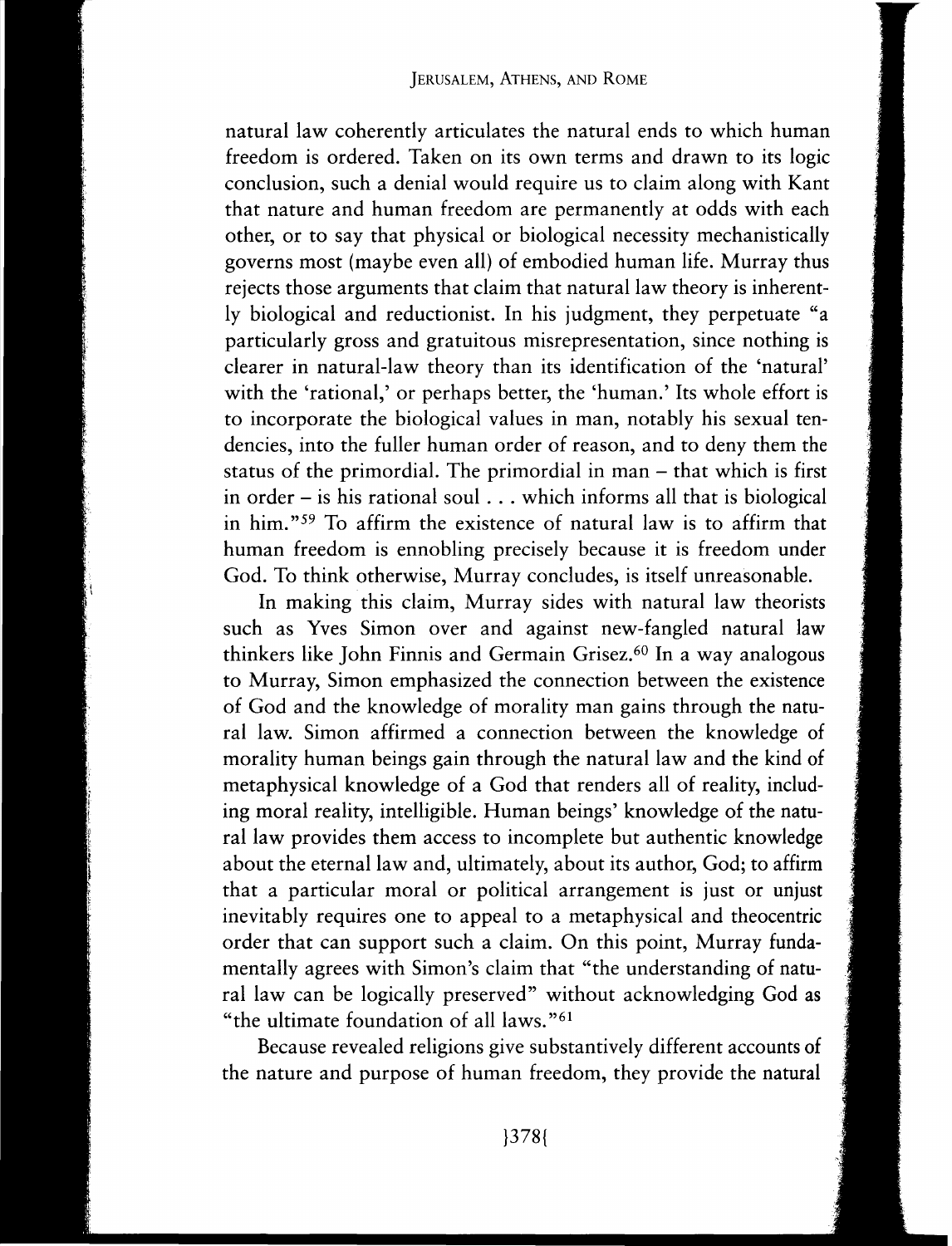natural law coherently articulates the natural ends to which human freedom is ordered. Taken on its own terms and drawn to its logic conclusion, such a denial would require us to claim along with Kant that nature and human freedom are permanently at odds with each other, or to say that physical or biological necessity mechanistically governs most (maybe even all) of embodied human life. Murray thus rejects those arguments that claim that natural law theory is inherently biological and reductionist. In his judgment, they perpetuate "a particularly gross and gratuitous misrepresentation, since nothing is clearer in natural-law theory than its identification of the 'natural' with the 'rational,' or perhaps better, the 'human.' Its whole effort is to incorporate the biological values in man, notably his sexual tendencies, into the fuller human order of reason, and to deny them the status of the primordial. The primordial in man – that which is first in order – is his rational soul . . . which informs all that is biological in him."[59] To affirm the existence of natural law is to affirm that human freedom is ennobling precisely because it is freedom under God. To think otherwise, Murray concludes, is itself unreasonable.

In making this claim, Murray sides with natural law theorists such as Yves Simon over and against new-fangled natural law thinkers like John Finnis and Germain Grisez.[60] In a way analogous to Murray, Simon emphasized the connection between the existence of God and the knowledge of morality man gains through the natural law. Simon affirmed a connection between the knowledge of morality human beings gain through the natural law and the kind of metaphysical knowledge of a God that renders all of reality, including moral reality, intelligible. Human beings' knowledge of the natural law provides them access to incomplete but authentic knowledge about the eternal law and, ultimately, about its author, God; to affirm that a particular moral or political arrangement is just or unjust inevitably requires one to appeal to a metaphysical and theocentric order that can support such a claim. On this point, Murray fundamentally agrees with Simon's claim that "the understanding of natural law can be logically preserved" without acknowledging God as "the ultimate foundation of all laws."[61]

Because revealed religions give substantively different accounts of the nature and purpose of human freedom, they provide the natural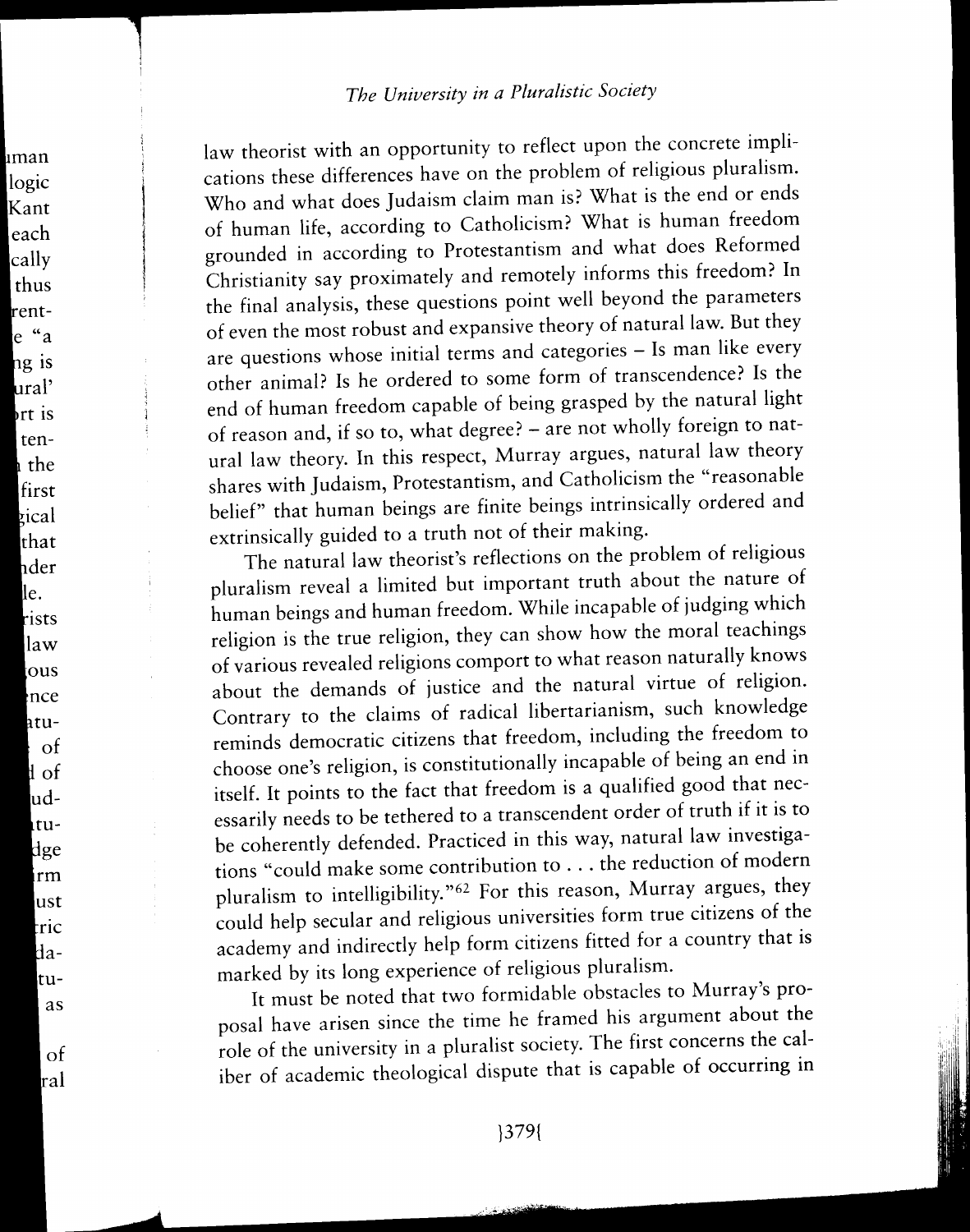law theorist with an opportunity to reflect upon the concrete implications these differences have on the problem of religious pluralism. Who and what does Judaism claim man is? What is the end or ends of human life, according to Catholicism? What is human freedom grounded in according to Protestantism and what does Reformed Christianity say proximately and remotely informs this freedom? In the final analysis, these questions point well beyond the parameters of even the most robust and expansive theory of natural law. But they are questions whose initial terms and categories – Is man like every other animal? Is he ordered to some form of transcendence? Is the end of human freedom capable of being grasped by the natural light of reason and, if so to, what degree? – are not wholly foreign to natural law theory. In this respect, Murray argues, natural law theory shares with Judaism, Protestantism, and Catholicism the "reasonable belief" that human beings are finite beings intrinsically ordered and extrinsically guided to a truth not of their making.

The natural law theorist's reflections on the problem of religious pluralism reveal a limited but important truth about the nature of human beings and human freedom. While incapable of judging which religion is the true religion, they can show how the moral teachings of various revealed religions comport to what reason naturally knows about the demands of justice and the natural virtue of religion. Contrary to the claims of radical libertarianism, such knowledge reminds democratic citizens that freedom, including the freedom to choose one's religion, is constitutionally incapable of being an end in itself. It points to the fact that freedom is a qualified good that necessarily needs to be tethered to a transcendent order of truth if it is to be coherently defended. Practiced in this way, natural law investigations "could make some contribution to . . . the reduction of modern pluralism to intelligibility."[62] For this reason, Murray argues, they could help secular and religious universities form true citizens of the academy and indirectly help form citizens fitted for a country that is marked by its long experience of religious pluralism.

It must be noted that two formidable obstacles to Murray's proposal have arisen since the time he framed his argument about the role of the university in a pluralist society. The first concerns the caliber of academic theological dispute that is capable of occurring in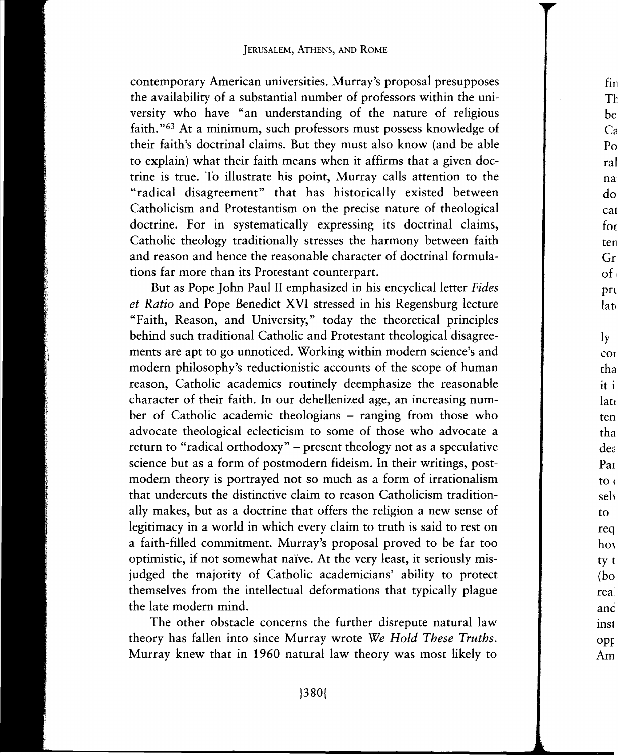contemporary American universities. Murray's proposal presupposes the availability of a substantial number of professors within the university who have "an understanding of the nature of religious faith."[63] At a minimum, such professors must possess knowledge of their faith's doctrinal claims. But they must also know (and be able to explain) what their faith means when it affirms that a given doctrine is true. To illustrate his point, Murray calls attention to the "radical disagreement" that has historically existed between Catholicism and Protestantism on the precise nature of theological doctrine. For in systematically expressing its doctrinal claims, Catholic theology traditionally stresses the harmony between faith and reason and hence the reasonable character of doctrinal formulations far more than its Protestant counterpart.

But as Pope John Paul II emphasized in his encyclical letter *Fides et Ratio* and Pope Benedict XVI stressed in his Regensburg lecture "Faith, Reason, and University," today the theoretical principles behind such traditional Catholic and Protestant theological disagreements are apt to go unnoticed. Working within modern science's and modern philosophy's reductionistic accounts of the scope of human reason, Catholic academics routinely deemphasize the reasonable character of their faith. In our dehellenized age, an increasing number of Catholic academic theologians – ranging from those who advocate theological eclecticism to some of those who advocate a return to "radical orthodoxy" – present theology not as a speculative science but as a form of postmodern fideism. In their writings, postmodern theory is portrayed not so much as a form of irrationalism that undercuts the distinctive claim to reason Catholicism traditionally makes, but as a doctrine that offers the religion a new sense of legitimacy in a world in which every claim to truth is said to rest on a faith-filled commitment. Murray's proposal proved to be far too optimistic, if not somewhat naïve. At the very least, it seriously misjudged the majority of Catholic academicians' ability to protect themselves from the intellectual deformations that typically plague the late modern mind.

The other obstacle concerns the further disrepute natural law theory has fallen into since Murray wrote *We Hold These Truths*. Murray knew that in 1960 natural law theory was most likely to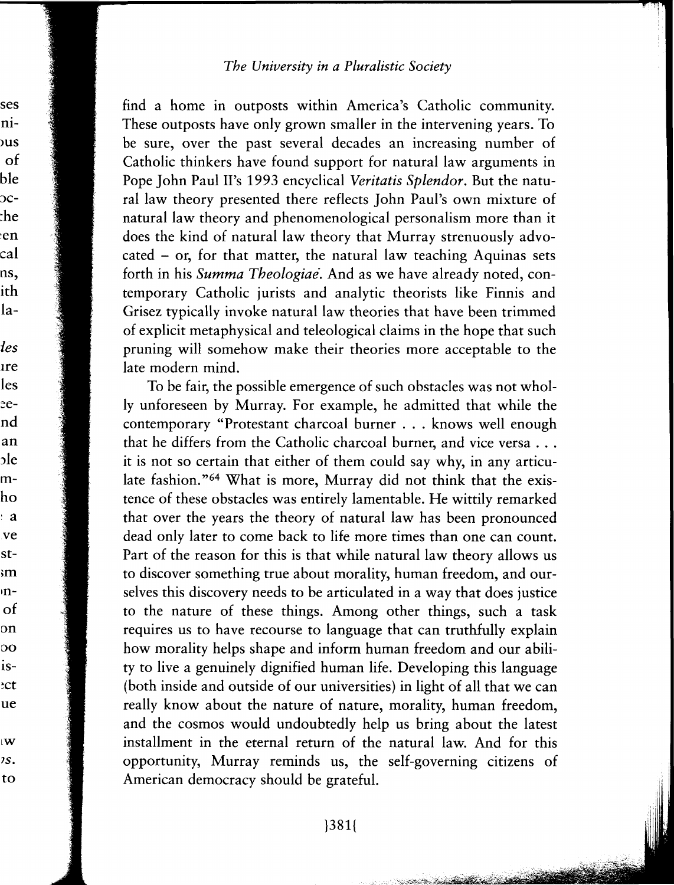find a home in outposts within America's Catholic community. These outposts have only grown smaller in the intervening years. To be sure, over the past several decades an increasing number of Catholic thinkers have found support for natural law arguments in Pope John Paul II's 1993 encyclical *Veritatis Splendor*. But the natural law theory presented there reflects John Paul's own mixture of natural law theory and phenomenological personalism more than it does the kind of natural law theory that Murray strenuously advocated – or, for that matter, the natural law teaching Aquinas sets forth in his *Summa Theologiae*. And as we have already noted, contemporary Catholic jurists and analytic theorists like Finnis and Grisez typically invoke natural law theories that have been trimmed of explicit metaphysical and teleological claims in the hope that such pruning will somehow make their theories more acceptable to the late modern mind.

To be fair, the possible emergence of such obstacles was not wholly unforeseen by Murray. For example, he admitted that while the contemporary "Protestant charcoal burner . . . knows well enough that he differs from the Catholic charcoal burner, and vice versa . . . it is not so certain that either of them could say why, in any articulate fashion."[64] What is more, Murray did not think that the existence of these obstacles was entirely lamentable. He wittily remarked that over the years the theory of natural law has been pronounced dead only later to come back to life more times than one can count. Part of the reason for this is that while natural law theory allows us to discover something true about morality, human freedom, and ourselves this discovery needs to be articulated in a way that does justice to the nature of these things. Among other things, such a task requires us to have recourse to language that can truthfully explain how morality helps shape and inform human freedom and our ability to live a genuinely dignified human life. Developing this language (both inside and outside of our universities) in light of all that we can really know about the nature of nature, morality, human freedom, and the cosmos would undoubtedly help us bring about the latest installment in the eternal return of the natural law. And for this opportunity, Murray reminds us, the self-governing citizens of American democracy should be grateful.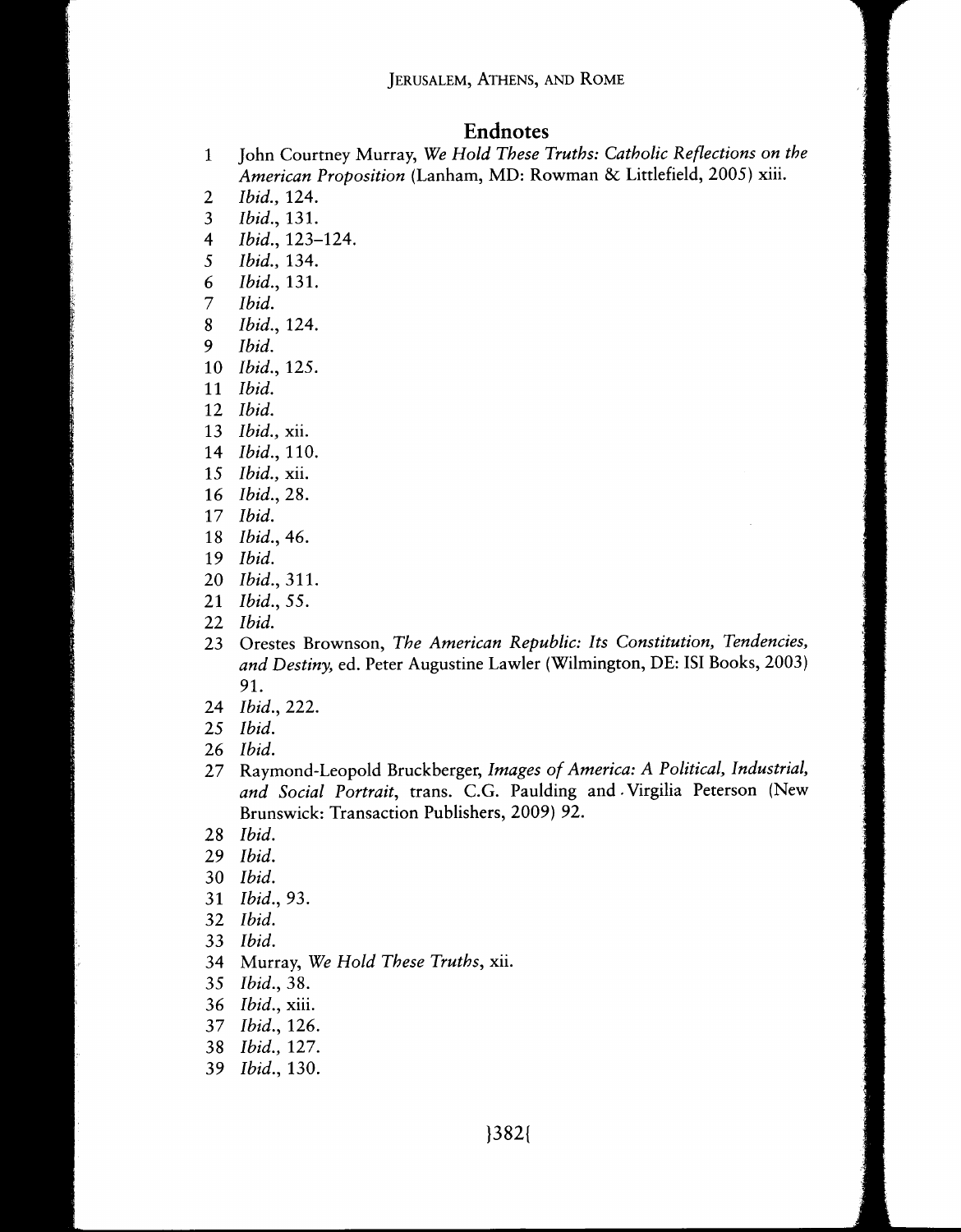## Endnotes

1. John Courtney Murray, *We Hold These Truths: Catholic Reflections on the American Proposition* (Lanham, MD: Rowman & Littlefield, 2005) xiii.
2. *Ibid.*, 124.
3. *Ibid.*, 131.
4. *Ibid.*, 123–124.
5. *Ibid.*, 134.
6. *Ibid.*, 131.
7. *Ibid.*
8. *Ibid.*, 124.
9. *Ibid.*
10. *Ibid.*, 125.
11. *Ibid.*
12. *Ibid.*
13. *Ibid.*, xii.
14. *Ibid.*, 110.
15. *Ibid.*, xii.
16. *Ibid.*, 28.
17. *Ibid.*
18. *Ibid.*, 46.
19. *Ibid.*
20. *Ibid.*, 311.
21. *Ibid.*, 55.
22. *Ibid.*
23. Orestes Brownson, *The American Republic: Its Constitution, Tendencies, and Destiny,* ed. Peter Augustine Lawler (Wilmington, DE: ISI Books, 2003) 91.
24. *Ibid.*, 222.
25. *Ibid.*
26. *Ibid.*
27. Raymond-Leopold Bruckberger, *Images of America: A Political, Industrial, and Social Portrait*, trans. C.G. Paulding and Virgilia Peterson (New Brunswick: Transaction Publishers, 2009) 92.
28. *Ibid.*
29. *Ibid.*
30. *Ibid.*
31. *Ibid.*, 93.
32. *Ibid.*
33. *Ibid.*
34. Murray, *We Hold These Truths*, xii.
35. *Ibid.*, 38.
36. *Ibid.*, xiii.
37. *Ibid.*, 126.
38. *Ibid.*, 127.
39. *Ibid.*, 130.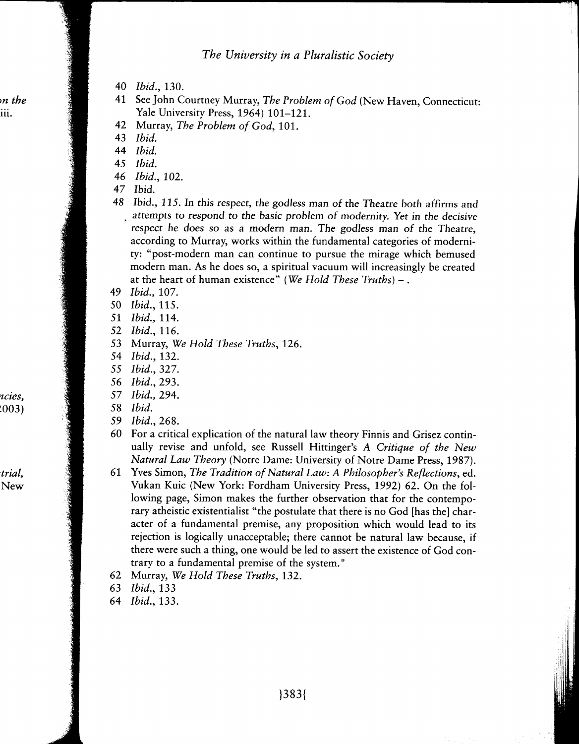40 *Ibid.*, 130.

41 See John Courtney Murray, *The Problem of God* (New Haven, Connecticut: Yale University Press, 1964) 101–121.

42 Murray, *The Problem of God*, 101.

43 *Ibid.*

44 *Ibid.*

45 *Ibid.*

46 *Ibid.*, 102.

47 Ibid.

48 Ibid., 115. In this respect, the godless man of the Theatre both affirms and attempts to respond to the basic problem of modernity. Yet in the decisive respect he does so as a modern man. The godless man of the Theatre, according to Murray, works within the fundamental categories of modernity: "post-modern man can continue to pursue the mirage which bemused modern man. As he does so, a spiritual vacuum will increasingly be created at the heart of human existence" (*We Hold These Truths*) – .

49 *Ibid.*, 107.

50 *Ibid.*, 115.

51 *Ibid.*, 114.

52 *Ibid.*, 116.

53 Murray, *We Hold These Truths*, 126.

54 *Ibid.*, 132.

55 *Ibid.*, 327.

56 *Ibid.*, 293.

57 *Ibid.*, 294.

58 *Ibid.*

59 *Ibid.*, 268.

60 For a critical explication of the natural law theory Finnis and Grisez continually revise and unfold, see Russell Hittinger's *A Critique of the New Natural Law Theory* (Notre Dame: University of Notre Dame Press, 1987).

61 Yves Simon, *The Tradition of Natural Law: A Philosopher's Reflections*, ed. Vukan Kuic (New York: Fordham University Press, 1992) 62. On the following page, Simon makes the further observation that for the contemporary atheistic existentialist "the postulate that there is no God [has the] character of a fundamental premise, any proposition which would lead to its rejection is logically unacceptable; there cannot be natural law because, if there were such a thing, one would be led to assert the existence of God contrary to a fundamental premise of the system."

62 Murray, *We Hold These Truths*, 132.

63 *Ibid.*, 133

64 *Ibid.*, 133.